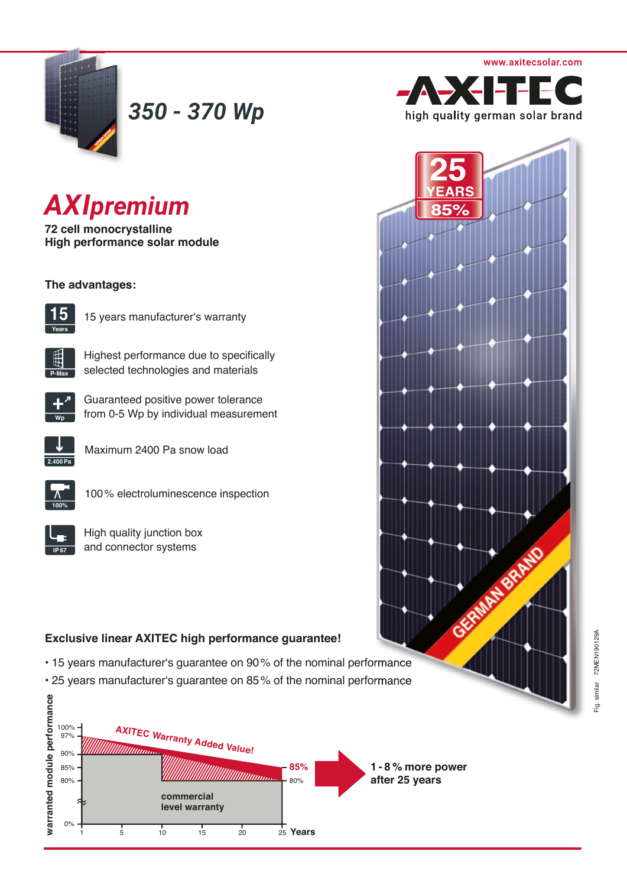www.axitecsolar.com

AXITEC
high quality german solar brand

# 350 - 370 Wp

25 YEARS 85%

## AXIpremium

**72 cell monocrystalline**
**High performance solar module**

### The advantages:

- 15 years manufacturer's warranty
- Highest performance due to specifically selected technologies and materials
- Guaranteed positive power tolerance from 0-5 Wp by individual measurement
- Maximum 2400 Pa snow load
- 100 % electroluminescence inspection
- High quality junction box and connector systems

GERMAN BRAND

### Exclusive linear AXITEC high performance guarantee!

- 15 years manufacturer's guarantee on 90 % of the nominal performance
- 25 years manufacturer's guarantee on 85 % of the nominal performance

warranted module performance

100% 97% 90% 85% 80% 0%

AXITEC Warranty Added Value!

85% 80%

commercial level warranty

1 5 10 15 20 25 Years

**1 - 8 % more power after 25 years**

Fig. similar 72MEN190129A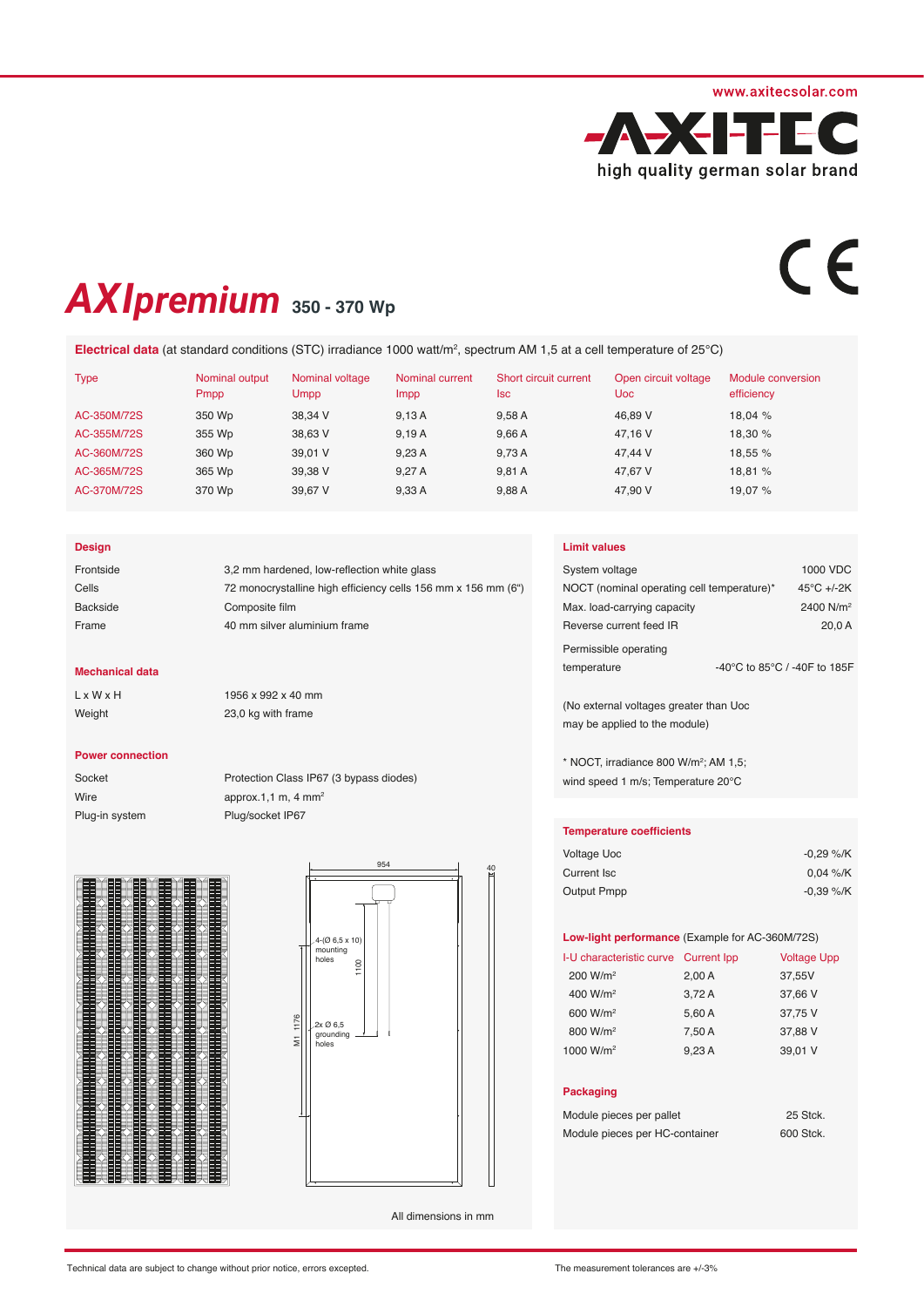www.axitecsolar.com

AXITEC
high quality german solar brand

CE

# *AXIpremium* 350 - 370 Wp

**Electrical data** (at standard conditions (STC) irradiance 1000 watt/m², spectrum AM 1,5 at a cell temperature of 25°C)

| Type | Nominal output Pmpp | Nominal voltage Umpp | Nominal current Impp | Short circuit current Isc | Open circuit voltage Uoc | Module conversion efficiency |
|---|---|---|---|---|---|---|
| AC-350M/72S | 350 Wp | 38,34 V | 9,13 A | 9,58 A | 46,89 V | 18,04 % |
| AC-355M/72S | 355 Wp | 38,63 V | 9,19 A | 9,66 A | 47,16 V | 18,30 % |
| AC-360M/72S | 360 Wp | 39,01 V | 9,23 A | 9,73 A | 47,44 V | 18,55 % |
| AC-365M/72S | 365 Wp | 39,38 V | 9,27 A | 9,81 A | 47,67 V | 18,81 % |
| AC-370M/72S | 370 Wp | 39,67 V | 9,33 A | 9,88 A | 47,90 V | 19,07 % |

## Design

| | |
|---|---|
| Frontside | 3,2 mm hardened, low-reflection white glass |
| Cells | 72 monocrystalline high efficiency cells 156 mm x 156 mm (6") |
| Backside | Composite film |
| Frame | 40 mm silver aluminium frame |

## Mechanical data

| | |
|---|---|
| L x W x H | 1956 x 992 x 40 mm |
| Weight | 23,0 kg with frame |

## Power connection

| | |
|---|---|
| Socket | Protection Class IP67 (3 bypass diodes) |
| Wire | approx.1,1 m, 4 mm² |
| Plug-in system | Plug/socket IP67 |

954

40

4-(Ø 6,5 x 10) mounting holes

1100

M1 1176

2x Ø 6,5 grounding holes

All dimensions in mm

## Limit values

| | |
|---|---|
| System voltage | 1000 VDC |
| NOCT (nominal operating cell temperature)* | 45°C +/-2K |
| Max. load-carrying capacity | 2400 N/m² |
| Reverse current feed IR | 20,0 A |
| Permissible operating temperature | -40°C to 85°C / -40F to 185F |

(No external voltages greater than Uoc may be applied to the module)

* NOCT, irradiance 800 W/m²; AM 1,5; wind speed 1 m/s; Temperature 20°C

## Temperature coefficients

| | |
|---|---|
| Voltage Uoc | -0,29 %/K |
| Current Isc | 0,04 %/K |
| Output Pmpp | -0,39 %/K |

## Low-light performance (Example for AC-360M/72S)

| I-U characteristic curve | Current Ipp | Voltage Upp |
|---|---|---|
| 200 W/m² | 2,00 A | 37,55V |
| 400 W/m² | 3,72 A | 37,66 V |
| 600 W/m² | 5,60 A | 37,75 V |
| 800 W/m² | 7,50 A | 37,88 V |
| 1000 W/m² | 9,23 A | 39,01 V |

## Packaging

| | |
|---|---|
| Module pieces per pallet | 25 Stck. |
| Module pieces per HC-container | 600 Stck. |

Technical data are subject to change without prior notice, errors excepted.

The measurement tolerances are +/-3%